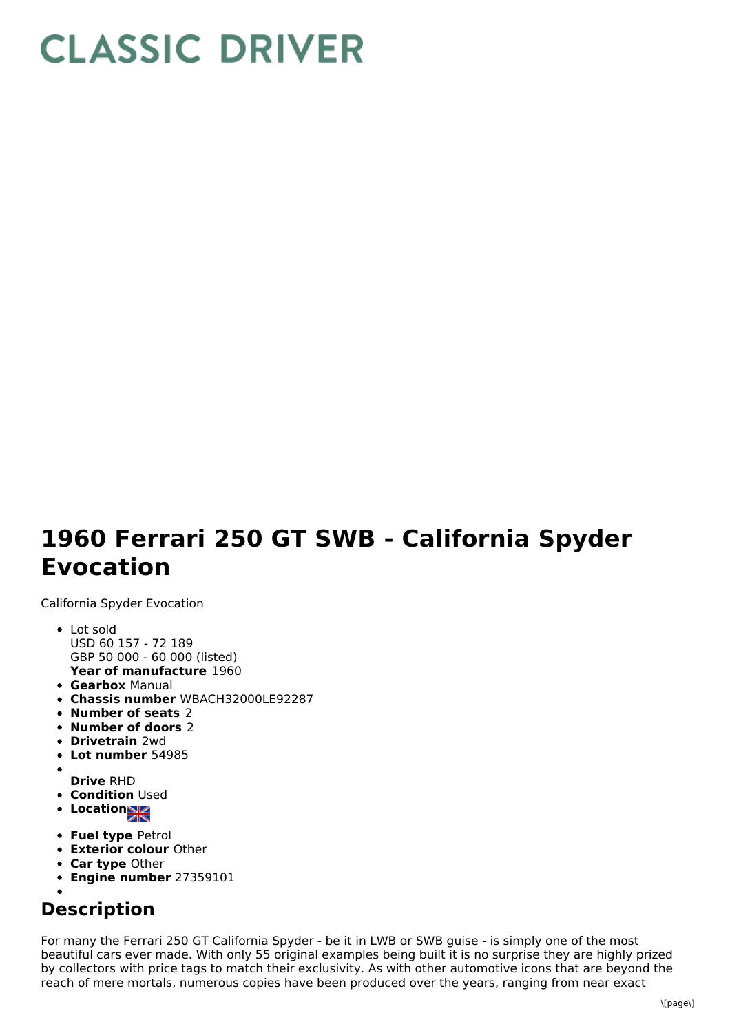# CLASSIC DRIVER

# 1960 Ferrari 250 GT SWB - California Spyder Evocation

California Spyder Evocation

- Lot sold
  USD 60 157 - 72 189
  GBP 50 000 - 60 000 (listed)
  **Year of manufacture** 1960
- **Gearbox** Manual
- **Chassis number** WBACH32000LE92287
- **Number of seats** 2
- **Number of doors** 2
- **Drivetrain** 2wd
- **Lot number** 54985
- **Drive** RHD
- **Condition** Used
- **Location**
- **Fuel type** Petrol
- **Exterior colour** Other
- **Car type** Other
- **Engine number** 27359101

## Description

For many the Ferrari 250 GT California Spyder - be it in LWB or SWB guise - is simply one of the most beautiful cars ever made. With only 55 original examples being built it is no surprise they are highly prized by collectors with price tags to match their exclusivity. As with other automotive icons that are beyond the reach of mere mortals, numerous copies have been produced over the years, ranging from near exact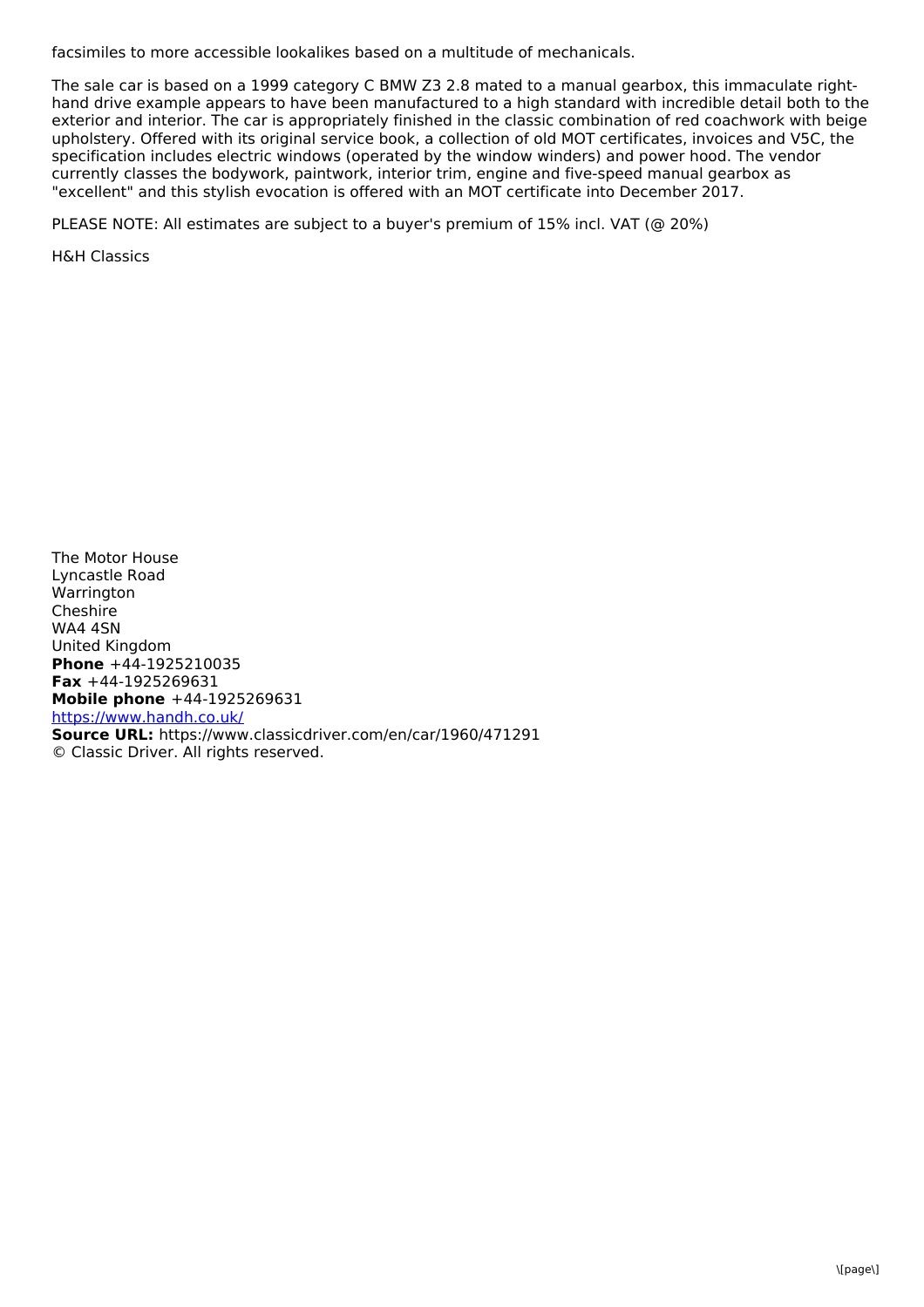facsimiles to more accessible lookalikes based on a multitude of mechanicals.

The sale car is based on a 1999 category C BMW Z3 2.8 mated to a manual gearbox, this immaculate right-hand drive example appears to have been manufactured to a high standard with incredible detail both to the exterior and interior. The car is appropriately finished in the classic combination of red coachwork with beige upholstery. Offered with its original service book, a collection of old MOT certificates, invoices and V5C, the specification includes electric windows (operated by the window winders) and power hood. The vendor currently classes the bodywork, paintwork, interior trim, engine and five-speed manual gearbox as "excellent" and this stylish evocation is offered with an MOT certificate into December 2017.

PLEASE NOTE: All estimates are subject to a buyer's premium of 15% incl. VAT (@ 20%)

H&H Classics

The Motor House  
Lyncastle Road  
Warrington  
Cheshire  
WA4 4SN  
United Kingdom  
**Phone** +44-1925210035  
**Fax** +44-1925269631  
**Mobile phone** +44-1925269631  
[https://www.handh.co.uk/](https://www.handh.co.uk/)  
**Source URL:** https://www.classicdriver.com/en/car/1960/471291  
© Classic Driver. All rights reserved.